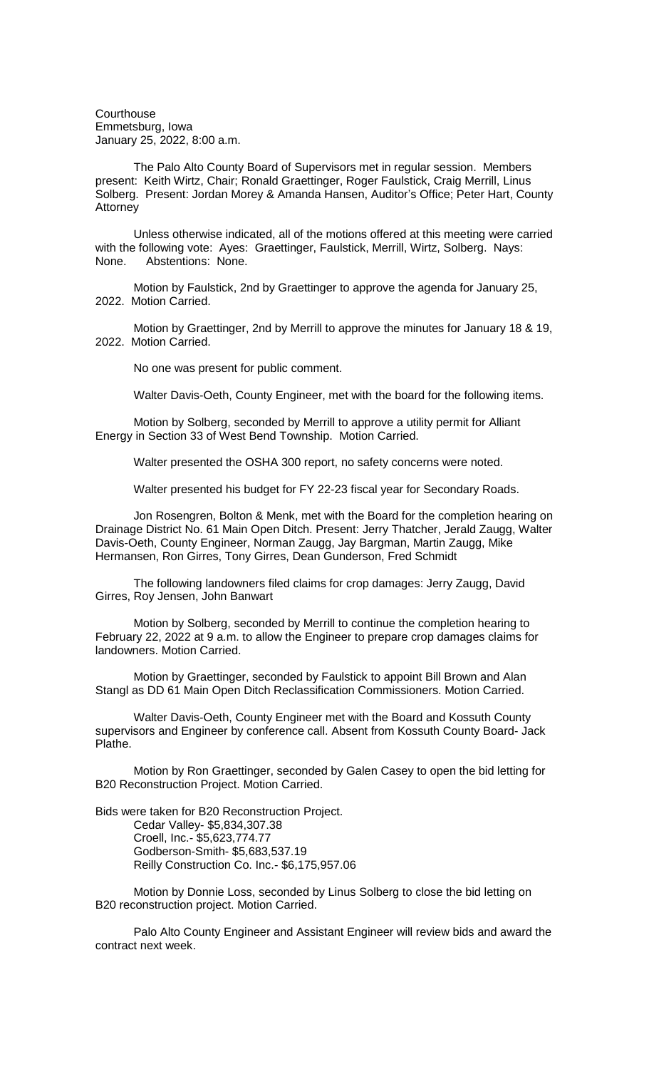Courthouse
Emmetsburg, Iowa
January 25, 2022, 8:00 a.m.

The Palo Alto County Board of Supervisors met in regular session. Members present: Keith Wirtz, Chair; Ronald Graettinger, Roger Faulstick, Craig Merrill, Linus Solberg. Present: Jordan Morey & Amanda Hansen, Auditor's Office; Peter Hart, County Attorney

Unless otherwise indicated, all of the motions offered at this meeting were carried with the following vote: Ayes: Graettinger, Faulstick, Merrill, Wirtz, Solberg. Nays: None. Abstentions: None.

Motion by Faulstick, 2nd by Graettinger to approve the agenda for January 25, 2022. Motion Carried.

Motion by Graettinger, 2nd by Merrill to approve the minutes for January 18 & 19, 2022. Motion Carried.

No one was present for public comment.

Walter Davis-Oeth, County Engineer, met with the board for the following items.

Motion by Solberg, seconded by Merrill to approve a utility permit for Alliant Energy in Section 33 of West Bend Township. Motion Carried.

Walter presented the OSHA 300 report, no safety concerns were noted.

Walter presented his budget for FY 22-23 fiscal year for Secondary Roads.

Jon Rosengren, Bolton & Menk, met with the Board for the completion hearing on Drainage District No. 61 Main Open Ditch. Present: Jerry Thatcher, Jerald Zaugg, Walter Davis-Oeth, County Engineer, Norman Zaugg, Jay Bargman, Martin Zaugg, Mike Hermansen, Ron Girres, Tony Girres, Dean Gunderson, Fred Schmidt

The following landowners filed claims for crop damages: Jerry Zaugg, David Girres, Roy Jensen, John Banwart

Motion by Solberg, seconded by Merrill to continue the completion hearing to February 22, 2022 at 9 a.m. to allow the Engineer to prepare crop damages claims for landowners. Motion Carried.

Motion by Graettinger, seconded by Faulstick to appoint Bill Brown and Alan Stangl as DD 61 Main Open Ditch Reclassification Commissioners. Motion Carried.

Walter Davis-Oeth, County Engineer met with the Board and Kossuth County supervisors and Engineer by conference call. Absent from Kossuth County Board- Jack Plathe.

Motion by Ron Graettinger, seconded by Galen Casey to open the bid letting for B20 Reconstruction Project. Motion Carried.

Bids were taken for B20 Reconstruction Project.

- Cedar Valley- $5,834,307.38
- Croell, Inc.- $5,623,774.77
- Godberson-Smith- $5,683,537.19
- Reilly Construction Co. Inc.- $6,175,957.06

Motion by Donnie Loss, seconded by Linus Solberg to close the bid letting on B20 reconstruction project. Motion Carried.

Palo Alto County Engineer and Assistant Engineer will review bids and award the contract next week.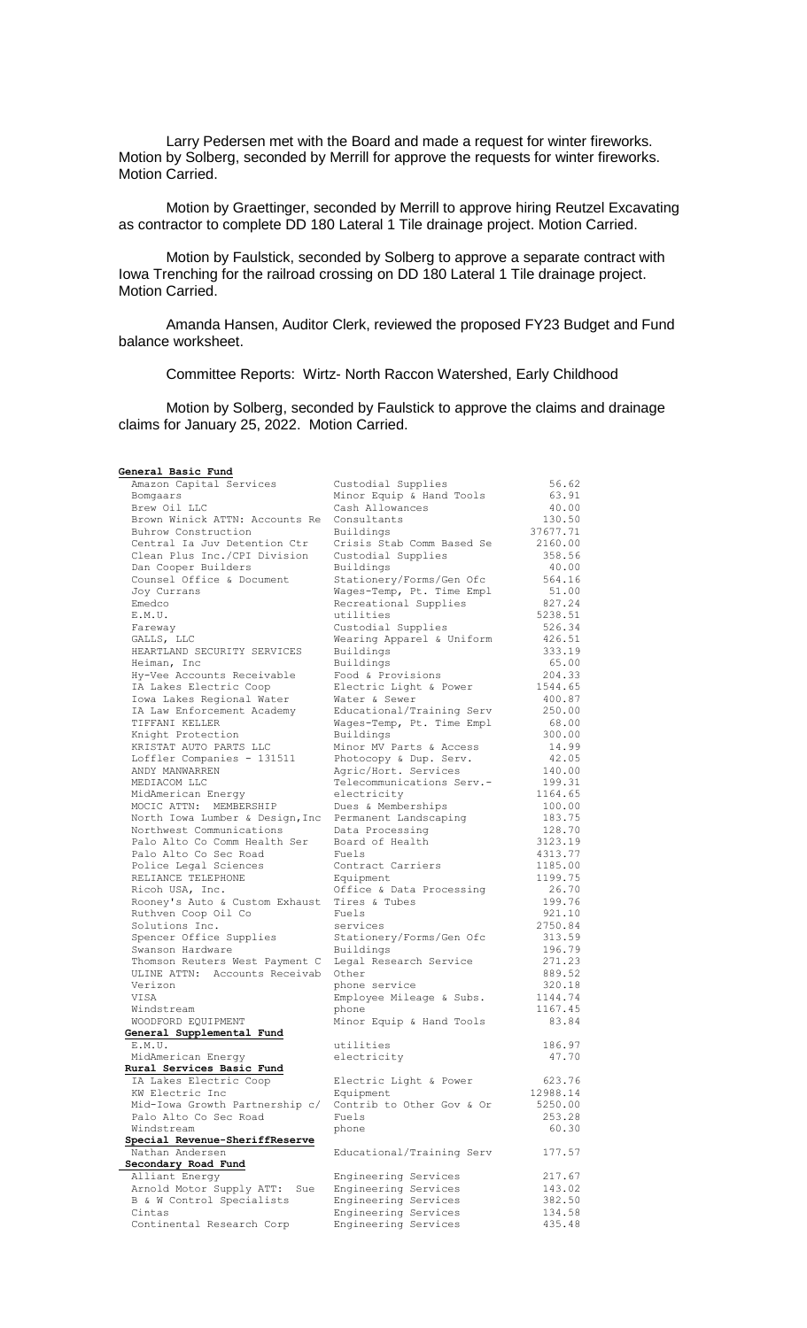Larry Pedersen met with the Board and made a request for winter fireworks. Motion by Solberg, seconded by Merrill for approve the requests for winter fireworks. Motion Carried.

Motion by Graettinger, seconded by Merrill to approve hiring Reutzel Excavating as contractor to complete DD 180 Lateral 1 Tile drainage project. Motion Carried.

Motion by Faulstick, seconded by Solberg to approve a separate contract with Iowa Trenching for the railroad crossing on DD 180 Lateral 1 Tile drainage project. Motion Carried.

Amanda Hansen, Auditor Clerk, reviewed the proposed FY23 Budget and Fund balance worksheet.

Committee Reports: Wirtz- North Raccon Watershed, Early Childhood

Motion by Solberg, seconded by Faulstick to approve the claims and drainage claims for January 25, 2022. Motion Carried.

| **General Basic Fund** | | |
|---|---|---|
| Amazon Capital Services | Custodial Supplies | 56.62 |
| Bomgaars | Minor Equip & Hand Tools | 63.91 |
| Brew Oil LLC | Cash Allowances | 40.00 |
| Brown Winick ATTN: Accounts Re | Consultants | 130.50 |
| Buhrow Construction | Buildings | 37677.71 |
| Central Ia Juv Detention Ctr | Crisis Stab Comm Based Se | 2160.00 |
| Clean Plus Inc./CPI Division | Custodial Supplies | 358.56 |
| Dan Cooper Builders | Buildings | 40.00 |
| Counsel Office & Document | Stationery/Forms/Gen Ofc | 564.16 |
| Joy Currans | Wages-Temp, Pt. Time Empl | 51.00 |
| Emedco | Recreational Supplies | 827.24 |
| E.M.U. | utilities | 5238.51 |
| Fareway | Custodial Supplies | 526.34 |
| GALLS, LLC | Wearing Apparel & Uniform | 426.51 |
| HEARTLAND SECURITY SERVICES | Buildings | 333.19 |
| Heiman, Inc | Buildings | 65.00 |
| Hy-Vee Accounts Receivable | Food & Provisions | 204.33 |
| IA Lakes Electric Coop | Electric Light & Power | 1544.65 |
| Iowa Lakes Regional Water | Water & Sewer | 400.87 |
| IA Law Enforcement Academy | Educational/Training Serv | 250.00 |
| TIFFANI KELLER | Wages-Temp, Pt. Time Empl | 68.00 |
| Knight Protection | Buildings | 300.00 |
| KRISTAT AUTO PARTS LLC | Minor MV Parts & Access | 14.99 |
| Loffler Companies - 131511 | Photocopy & Dup. Serv. | 42.05 |
| ANDY MANWARREN | Agric/Hort. Services | 140.00 |
| MEDIACOM LLC | Telecommunications Serv.- | 199.31 |
| MidAmerican Energy | electricity | 1164.65 |
| MOCIC ATTN: MEMBERSHIP | Dues & Memberships | 100.00 |
| North Iowa Lumber & Design,Inc | Permanent Landscaping | 183.75 |
| Northwest Communications | Data Processing | 128.70 |
| Palo Alto Co Comm Health Ser | Board of Health | 3123.19 |
| Palo Alto Co Sec Road | Fuels | 4313.77 |
| Police Legal Sciences | Contract Carriers | 1185.00 |
| RELIANCE TELEPHONE | Equipment | 1199.75 |
| Ricoh USA, Inc. | Office & Data Processing | 26.70 |
| Rooney's Auto & Custom Exhaust | Tires & Tubes | 199.76 |
| Ruthven Coop Oil Co | Fuels | 921.10 |
| Solutions Inc. | services | 2750.84 |
| Spencer Office Supplies | Stationery/Forms/Gen Ofc | 313.59 |
| Swanson Hardware | Buildings | 196.79 |
| Thomson Reuters West Payment C | Legal Research Service | 271.23 |
| ULINE ATTN: Accounts Receivab | Other | 889.52 |
| Verizon | phone service | 320.18 |
| VISA | Employee Mileage & Subs. | 1144.74 |
| Windstream | phone | 1167.45 |
| WOODFORD EQUIPMENT | Minor Equip & Hand Tools | 83.84 |
| **General Supplemental Fund** | | |
| E.M.U. | utilities | 186.97 |
| MidAmerican Energy | electricity | 47.70 |
| **Rural Services Basic Fund** | | |
| IA Lakes Electric Coop | Electric Light & Power | 623.76 |
| KW Electric Inc | Equipment | 12988.14 |
| Mid-Iowa Growth Partnership c/ | Contrib to Other Gov & Or | 5250.00 |
| Palo Alto Co Sec Road | Fuels | 253.28 |
| Windstream | phone | 60.30 |
| **Special Revenue-SheriffReserve** | | |
| Nathan Andersen | Educational/Training Serv | 177.57 |
| **Secondary Road Fund** | | |
| Alliant Energy | Engineering Services | 217.67 |
| Arnold Motor Supply ATT: Sue | Engineering Services | 143.02 |
| B & W Control Specialists | Engineering Services | 382.50 |
| Cintas | Engineering Services | 134.58 |
| Continental Research Corp | Engineering Services | 435.48 |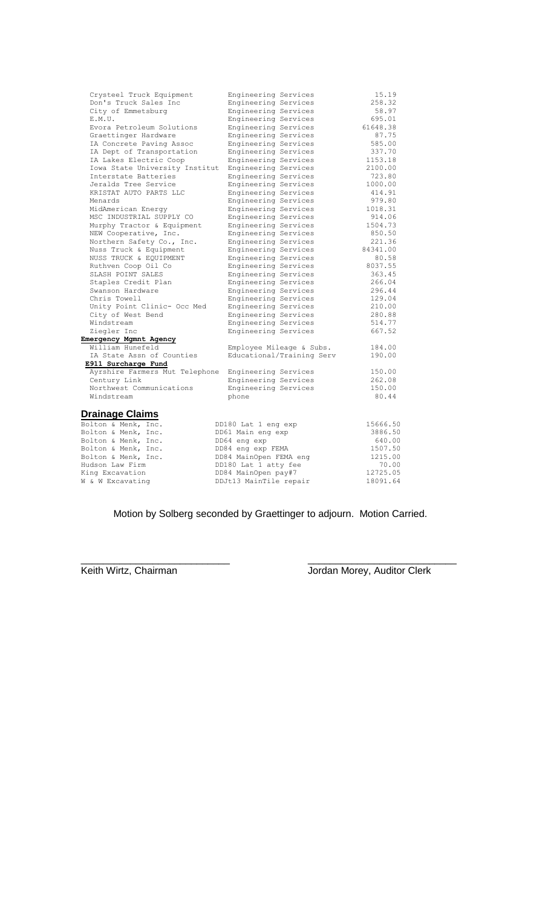| | | |
|---|---|---|
| Crysteel Truck Equipment | Engineering Services | 15.19 |
| Don's Truck Sales Inc | Engineering Services | 258.32 |
| City of Emmetsburg | Engineering Services | 58.97 |
| E.M.U. | Engineering Services | 695.01 |
| Evora Petroleum Solutions | Engineering Services | 61648.38 |
| Graettinger Hardware | Engineering Services | 87.75 |
| IA Concrete Paving Assoc | Engineering Services | 585.00 |
| IA Dept of Transportation | Engineering Services | 337.70 |
| IA Lakes Electric Coop | Engineering Services | 1153.18 |
| Iowa State University Institut | Engineering Services | 2100.00 |
| Interstate Batteries | Engineering Services | 723.80 |
| Jeralds Tree Service | Engineering Services | 1000.00 |
| KRISTAT AUTO PARTS LLC | Engineering Services | 414.91 |
| Menards | Engineering Services | 979.80 |
| MidAmerican Energy | Engineering Services | 1018.31 |
| MSC INDUSTRIAL SUPPLY CO | Engineering Services | 914.06 |
| Murphy Tractor & Equipment | Engineering Services | 1504.73 |
| NEW Cooperative, Inc. | Engineering Services | 850.50 |
| Northern Safety Co., Inc. | Engineering Services | 221.36 |
| Nuss Truck & Equipment | Engineering Services | 84341.00 |
| NUSS TRUCK & EQUIPMENT | Engineering Services | 80.58 |
| Ruthven Coop Oil Co | Engineering Services | 8037.55 |
| SLASH POINT SALES | Engineering Services | 363.45 |
| Staples Credit Plan | Engineering Services | 266.04 |
| Swanson Hardware | Engineering Services | 296.44 |
| Chris Towell | Engineering Services | 129.04 |
| Unity Point Clinic- Occ Med | Engineering Services | 210.00 |
| City of West Bend | Engineering Services | 280.88 |
| Windstream | Engineering Services | 514.77 |
| Ziegler Inc | Engineering Services | 667.52 |
| **Emergency Mgmnt Agency** | | |
| William Hunefeld | Employee Mileage & Subs. | 184.00 |
| IA State Assn of Counties | Educational/Training Serv | 190.00 |
| **E911 Surcharge Fund** | | |
| Ayrshire Farmers Mut Telephone | Engineering Services | 150.00 |
| Century Link | Engineering Services | 262.08 |
| Northwest Communications | Engineering Services | 150.00 |
| Windstream | phone | 80.44 |

## Drainage Claims

| | | |
|---|---|---|
| Bolton & Menk, Inc. | DD180 Lat 1 eng exp | 15666.50 |
| Bolton & Menk, Inc. | DD61 Main eng exp | 3886.50 |
| Bolton & Menk, Inc. | DD64 eng exp | 640.00 |
| Bolton & Menk, Inc. | DD84 eng exp FEMA | 1507.50 |
| Bolton & Menk, Inc. | DD84 MainOpen FEMA eng | 1215.00 |
| Hudson Law Firm | DD180 Lat 1 atty fee | 70.00 |
| King Excavation | DD84 MainOpen pay#7 | 12725.05 |
| W & W Excavating | DDJt13 MainTile repair | 18091.64 |

Motion by Solberg seconded by Graettinger to adjourn. Motion Carried.

___________________________ ___________________________

Keith Wirtz, Chairman Jordan Morey, Auditor Clerk